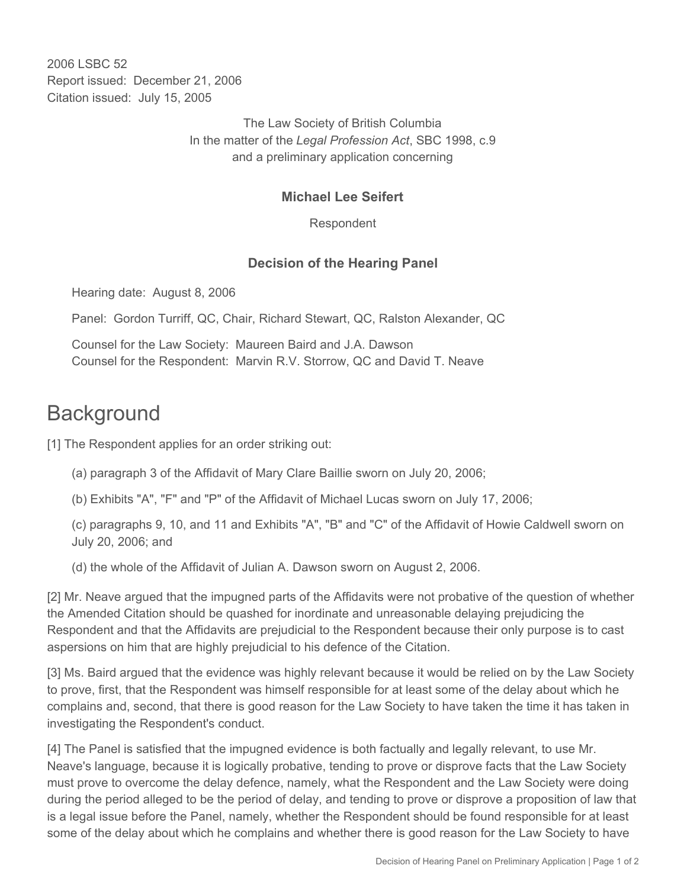2006 LSBC 52
Report issued: December 21, 2006
Citation issued: July 15, 2005

The Law Society of British Columbia
In the matter of the *Legal Profession Act*, SBC 1998, c.9
and a preliminary application concerning

**Michael Lee Seifert**

Respondent

**Decision of the Hearing Panel**

Hearing date: August 8, 2006

Panel: Gordon Turriff, QC, Chair, Richard Stewart, QC, Ralston Alexander, QC

Counsel for the Law Society: Maureen Baird and J.A. Dawson
Counsel for the Respondent: Marvin R.V. Storrow, QC and David T. Neave

# Background

[1] The Respondent applies for an order striking out:

(a) paragraph 3 of the Affidavit of Mary Clare Baillie sworn on July 20, 2006;

(b) Exhibits "A", "F" and "P" of the Affidavit of Michael Lucas sworn on July 17, 2006;

(c) paragraphs 9, 10, and 11 and Exhibits "A", "B" and "C" of the Affidavit of Howie Caldwell sworn on July 20, 2006; and

(d) the whole of the Affidavit of Julian A. Dawson sworn on August 2, 2006.

[2] Mr. Neave argued that the impugned parts of the Affidavits were not probative of the question of whether the Amended Citation should be quashed for inordinate and unreasonable delaying prejudicing the Respondent and that the Affidavits are prejudicial to the Respondent because their only purpose is to cast aspersions on him that are highly prejudicial to his defence of the Citation.

[3] Ms. Baird argued that the evidence was highly relevant because it would be relied on by the Law Society to prove, first, that the Respondent was himself responsible for at least some of the delay about which he complains and, second, that there is good reason for the Law Society to have taken the time it has taken in investigating the Respondent's conduct.

[4] The Panel is satisfied that the impugned evidence is both factually and legally relevant, to use Mr. Neave's language, because it is logically probative, tending to prove or disprove facts that the Law Society must prove to overcome the delay defence, namely, what the Respondent and the Law Society were doing during the period alleged to be the period of delay, and tending to prove or disprove a proposition of law that is a legal issue before the Panel, namely, whether the Respondent should be found responsible for at least some of the delay about which he complains and whether there is good reason for the Law Society to have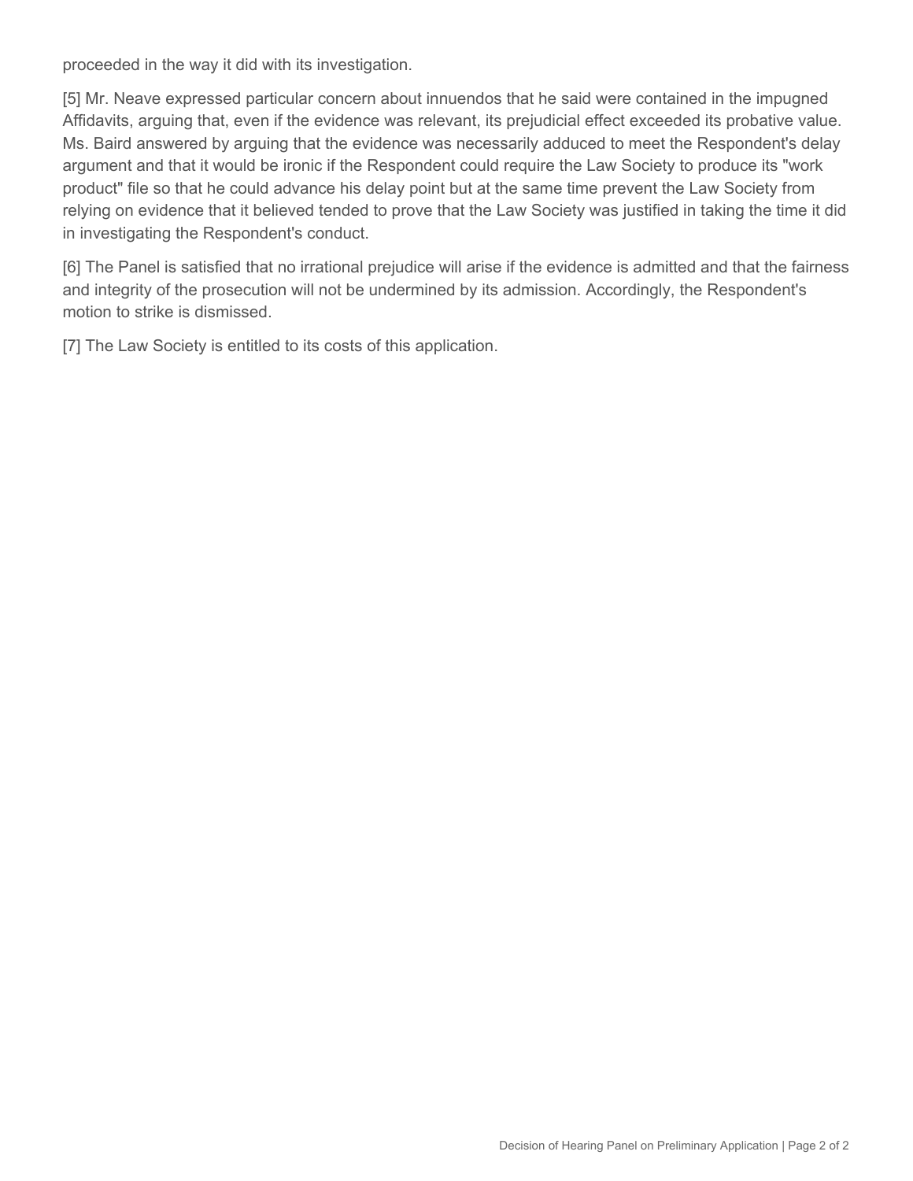proceeded in the way it did with its investigation.

[5] Mr. Neave expressed particular concern about innuendos that he said were contained in the impugned Affidavits, arguing that, even if the evidence was relevant, its prejudicial effect exceeded its probative value. Ms. Baird answered by arguing that the evidence was necessarily adduced to meet the Respondent's delay argument and that it would be ironic if the Respondent could require the Law Society to produce its "work product" file so that he could advance his delay point but at the same time prevent the Law Society from relying on evidence that it believed tended to prove that the Law Society was justified in taking the time it did in investigating the Respondent's conduct.

[6] The Panel is satisfied that no irrational prejudice will arise if the evidence is admitted and that the fairness and integrity of the prosecution will not be undermined by its admission. Accordingly, the Respondent's motion to strike is dismissed.

[7] The Law Society is entitled to its costs of this application.